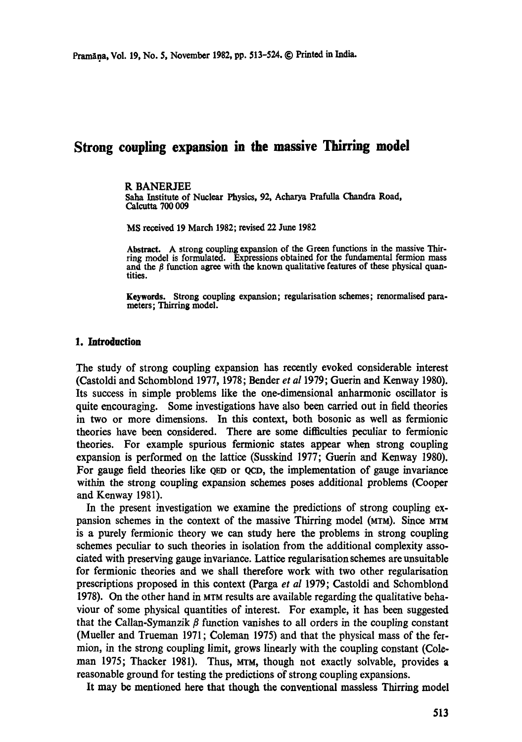# Strong coupling expansion in the massive Thirring model

R BANERJEE
Saha Institute of Nuclear Physics, 92, Acharya Prafulla Chandra Road, Calcutta 700 009

MS received 19 March 1982; revised 22 June 1982

**Abstract.** A strong coupling expansion of the Green functions in the massive Thirring model is formulated. Expressions obtained for the fundamental fermion mass and the $\beta$ function agree with the known qualitative features of these physical quantities.

**Keywords.** Strong coupling expansion; regularisation schemes; renormalised parameters; Thirring model.

## 1. Introduction

The study of strong coupling expansion has recently evoked considerable interest (Castoldi and Schomblond 1977, 1978; Bender *et al* 1979; Guerin and Kenway 1980). Its success in simple problems like the one-dimensional anharmonic oscillator is quite encouraging. Some investigations have also been carried out in field theories in two or more dimensions. In this context, both bosonic as well as fermionic theories have been considered. There are some difficulties peculiar to fermionic theories. For example spurious fermionic states appear when strong coupling expansion is performed on the lattice (Susskind 1977; Guerin and Kenway 1980). For gauge field theories like QED or QCD, the implementation of gauge invariance within the strong coupling expansion schemes poses additional problems (Cooper and Kenway 1981).

In the present investigation we examine the predictions of strong coupling expansion schemes in the context of the massive Thirring model (MTM). Since MTM is a purely fermionic theory we can study here the problems in strong coupling schemes peculiar to such theories in isolation from the additional complexity associated with preserving gauge invariance. Lattice regularisation schemes are unsuitable for fermionic theories and we shall therefore work with two other regularisation prescriptions proposed in this context (Parga *et al* 1979; Castoldi and Schomblond 1978). On the other hand in MTM results are available regarding the qualitative behaviour of some physical quantities of interest. For example, it has been suggested that the Callan-Symanzik $\beta$ function vanishes to all orders in the coupling constant (Mueller and Trueman 1971; Coleman 1975) and that the physical mass of the fermion, in the strong coupling limit, grows linearly with the coupling constant (Coleman 1975; Thacker 1981). Thus, MTM, though not exactly solvable, provides a reasonable ground for testing the predictions of strong coupling expansions.

It may be mentioned here that though the conventional massless Thirring model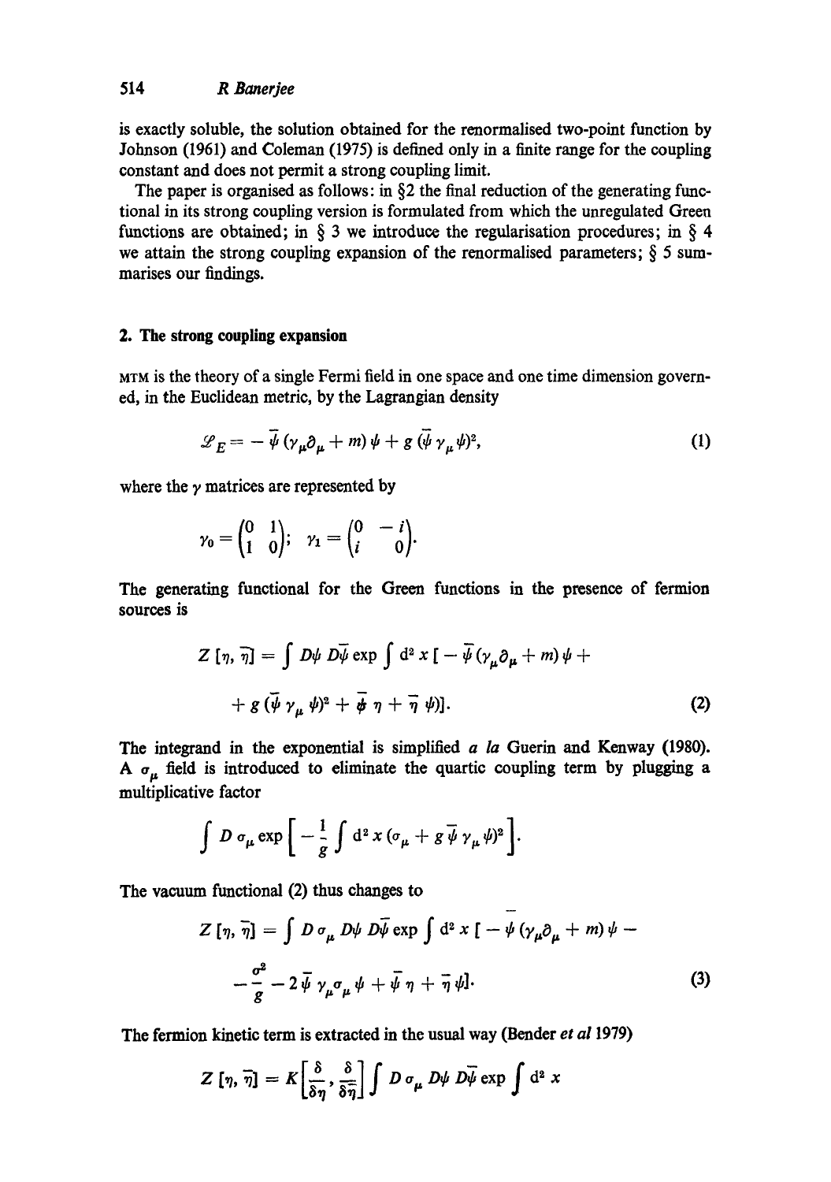is exactly soluble, the solution obtained for the renormalised two-point function by Johnson (1961) and Coleman (1975) is defined only in a finite range for the coupling constant and does not permit a strong coupling limit.

The paper is organised as follows: in §2 the final reduction of the generating functional in its strong coupling version is formulated from which the unregulated Green functions are obtained; in § 3 we introduce the regularisation procedures; in § 4 we attain the strong coupling expansion of the renormalised parameters; § 5 summarises our findings.

## 2. The strong coupling expansion

MTM is the theory of a single Fermi field in one space and one time dimension governed, in the Euclidean metric, by the Lagrangian density

$$\mathscr{L}_E = -\bar{\psi}(\gamma_\mu \partial_\mu + m)\psi + g(\bar{\psi}\gamma_\mu \psi)^2, \tag{1}$$

where the $\gamma$ matrices are represented by

$$\gamma_0 = \begin{pmatrix} 0 & 1 \\ 1 & 0 \end{pmatrix}; \quad \gamma_1 = \begin{pmatrix} 0 & -i \\ i & 0 \end{pmatrix}.$$

The generating functional for the Green functions in the presence of fermion sources is

$$Z[\eta, \bar{\eta}] = \int D\psi\, D\bar{\psi} \exp \int d^2 x\, [-\bar{\psi}(\gamma_\mu \partial_\mu + m)\psi + g(\bar{\psi}\gamma_\mu \psi)^2 + \bar{\psi}\eta + \bar{\eta}\psi)]. \tag{2}$$

The integrand in the exponential is simplified *a la* Guerin and Kenway (1980). A $\sigma_\mu$ field is introduced to eliminate the quartic coupling term by plugging a multiplicative factor

$$\int D\sigma_\mu \exp\left[-\frac{1}{g}\int d^2 x\, (\sigma_\mu + g\bar{\psi}\gamma_\mu \psi)^2\right].$$

The vacuum functional (2) thus changes to

$$Z[\eta, \bar{\eta}] = \int D\sigma_\mu\, D\psi\, D\bar{\psi} \exp \int d^2 x\, [-\bar{\psi}(\gamma_\mu \partial_\mu + m)\psi - \frac{\sigma^2}{g} - 2\bar{\psi}\gamma_\mu \sigma_\mu \psi + \bar{\psi}\eta + \bar{\eta}\psi]. \tag{3}$$

The fermion kinetic term is extracted in the usual way (Bender *et al* 1979)

$$Z[\eta, \bar{\eta}] = K\left[\frac{\delta}{\delta\eta}, \frac{\delta}{\delta\bar{\eta}}\right] \int D\sigma_\mu\, D\psi\, D\bar{\psi} \exp \int d^2 x$$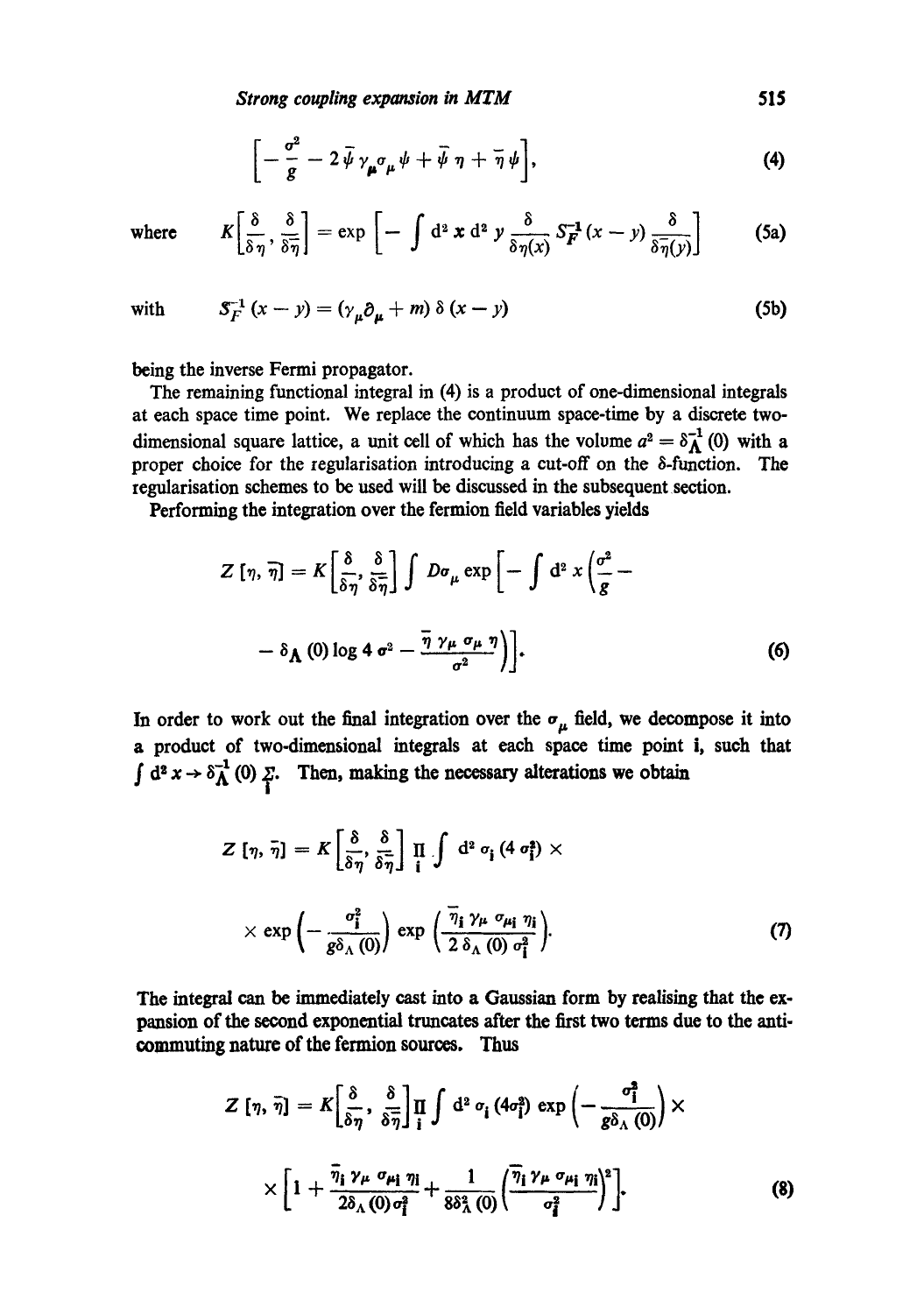$$\left[-\frac{\sigma^2}{g} - 2\bar{\psi}\,\gamma_\mu \sigma_\mu \psi + \bar{\psi}\,\eta + \bar{\eta}\,\psi\right], \tag{4}$$

where
$$K\left[\frac{\delta}{\delta\eta}, \frac{\delta}{\delta\bar{\eta}}\right] = \exp\left[-\int d^2 x\, d^2 y\, \frac{\delta}{\delta\eta(x)}\, S_F^{-1}(x-y)\, \frac{\delta}{\delta\bar{\eta}(y)}\right] \tag{5a}$$

with
$$S_F^{-1}(x-y) = (\gamma_\mu \partial_\mu + m)\,\delta(x-y) \tag{5b}$$

being the inverse Fermi propagator.

The remaining functional integral in (4) is a product of one-dimensional integrals at each space time point. We replace the continuum space-time by a discrete two-dimensional square lattice, a unit cell of which has the volume $a^2 = \delta_\Lambda^{-1}(0)$ with a proper choice for the regularisation introducing a cut-off on the δ-function. The regularisation schemes to be used will be discussed in the subsequent section.

Performing the integration over the fermion field variables yields

$$Z[\eta, \bar{\eta}] = K\left[\frac{\delta}{\delta\eta}, \frac{\delta}{\delta\bar{\eta}}\right] \int D\sigma_\mu \exp\left[-\int d^2 x \left(\frac{\sigma^2}{g} - \delta_\Lambda(0)\log 4\sigma^2 - \frac{\bar{\eta}\,\gamma_\mu\,\sigma_\mu\,\eta}{\sigma^2}\right)\right]. \tag{6}$$

In order to work out the final integration over the $\sigma_\mu$ field, we decompose it into a product of two-dimensional integrals at each space time point $i$, such that $\int d^2 x \to \delta_\Lambda^{-1}(0) \sum_i$. Then, making the necessary alterations we obtain

$$Z[\eta, \bar{\eta}] = K\left[\frac{\delta}{\delta\eta}, \frac{\delta}{\delta\bar{\eta}}\right] \prod_i \int d^2\sigma_i\,(4\sigma_i^2) \times \exp\left(-\frac{\sigma_i^2}{g\delta_\Lambda(0)}\right) \exp\left(\frac{\bar{\eta}_i\,\gamma_\mu\,\sigma_{\mu i}\,\eta_i}{2\,\delta_\Lambda(0)\,\sigma_i^2}\right). \tag{7}$$

The integral can be immediately cast into a Gaussian form by realising that the expansion of the second exponential truncates after the first two terms due to the anti-commuting nature of the fermion sources. Thus

$$Z[\eta, \bar{\eta}] = K\left[\frac{\delta}{\delta\eta}, \frac{\delta}{\delta\bar{\eta}}\right] \prod_i \int d^2\sigma_i\,(4\sigma_i^2) \exp\left(-\frac{\sigma_i^2}{g\delta_\Lambda(0)}\right) \times \left[1 + \frac{\bar{\eta}_i\,\gamma_\mu\,\sigma_{\mu i}\,\eta_i}{2\delta_\Lambda(0)\,\sigma_i^2} + \frac{1}{8\delta_\Lambda^2(0)}\left(\frac{\bar{\eta}_i\,\gamma_\mu\,\sigma_{\mu i}\,\eta_i}{\sigma_i^2}\right)^2\right]. \tag{8}$$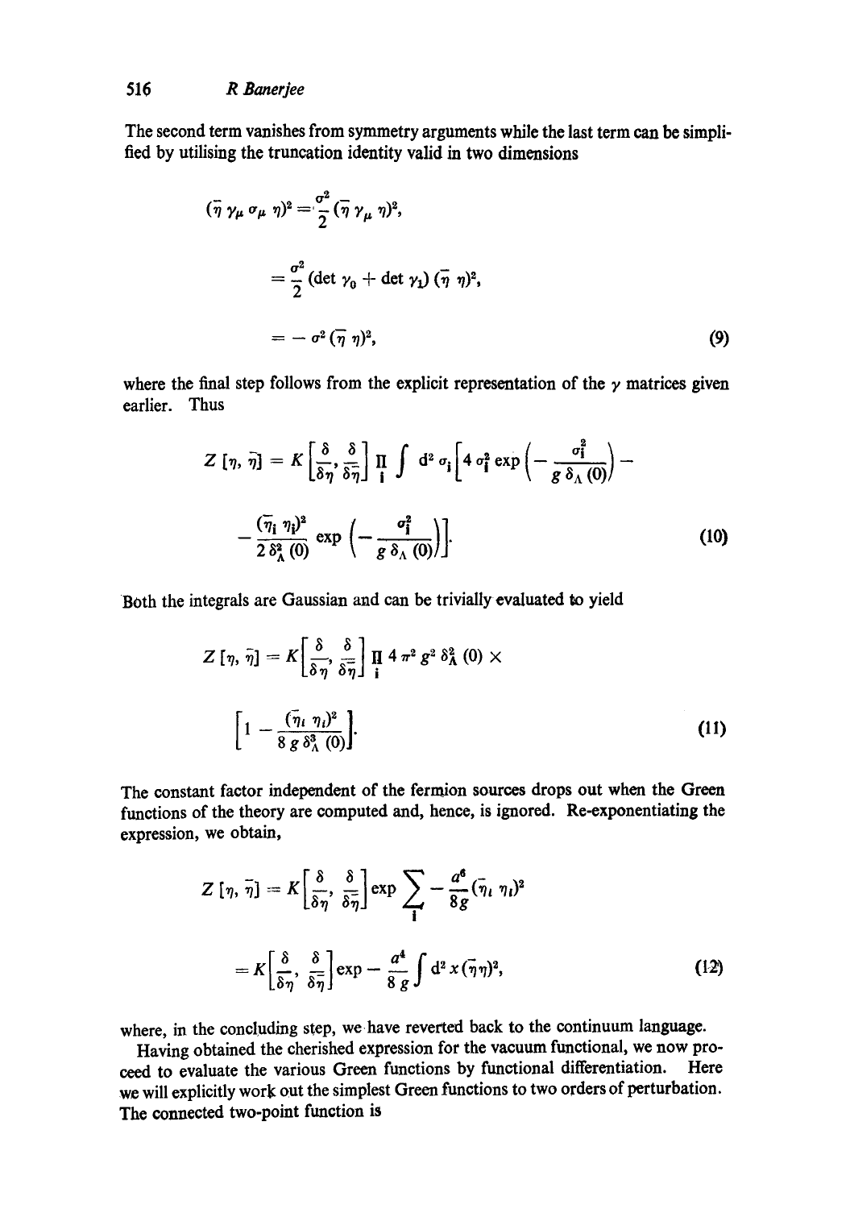The second term vanishes from symmetry arguments while the last term can be simplified by utilising the truncation identity valid in two dimensions

$$
\begin{aligned}
(\bar{\eta}\,\gamma_\mu\,\sigma_\mu\,\eta)^2 &= \frac{\sigma^2}{2}(\bar{\eta}\,\gamma_\mu\,\eta)^2, \\
&= \frac{\sigma^2}{2}(\det\gamma_0 + \det\gamma_1)(\bar{\eta}\,\eta)^2, \\
&= -\,\sigma^2(\bar{\eta}\,\eta)^2, \qquad (9)
\end{aligned}
$$

where the final step follows from the explicit representation of the $\gamma$ matrices given earlier. Thus

$$
Z[\eta, \bar{\eta}] = K\left[\frac{\delta}{\delta\eta}, \frac{\delta}{\delta\bar{\eta}}\right] \prod_i \int \mathrm{d}^2\sigma_i \left[4\,\sigma_i^2 \exp\left(-\frac{\sigma_i^2}{g\,\delta_\Lambda(0)}\right) - \frac{(\bar{\eta}_i\,\eta_i)^2}{2\,\delta_\Lambda^2(0)} \exp\left(-\frac{\sigma_i^2}{g\,\delta_\Lambda(0)}\right)\right]. \qquad (10)
$$

Both the integrals are Gaussian and can be trivially evaluated to yield

$$
Z[\eta, \bar{\eta}] = K\left[\frac{\delta}{\delta\eta}, \frac{\delta}{\delta\bar{\eta}}\right] \prod_i 4\,\pi^2\,g^2\,\delta_\Lambda^2(0) \times \left[1 - \frac{(\bar{\eta}_i\,\eta_i)^2}{8\,g\,\delta_\Lambda^3(0)}\right]. \qquad (11)
$$

The constant factor independent of the fermion sources drops out when the Green functions of the theory are computed and, hence, is ignored. Re-exponentiating the expression, we obtain,

$$
\begin{aligned}
Z[\eta, \bar{\eta}] &= K\left[\frac{\delta}{\delta\eta}, \frac{\delta}{\delta\bar{\eta}}\right] \exp \sum_i -\frac{a^6}{8g}(\bar{\eta}_i\,\eta_i)^2 \\
&= K\left[\frac{\delta}{\delta\eta}, \frac{\delta}{\delta\bar{\eta}}\right] \exp - \frac{a^4}{8\,g}\int \mathrm{d}^2 x\,(\bar{\eta}\eta)^2, \qquad (12)
\end{aligned}
$$

where, in the concluding step, we have reverted back to the continuum language.

Having obtained the cherished expression for the vacuum functional, we now proceed to evaluate the various Green functions by functional differentiation. Here we will explicitly work out the simplest Green functions to two orders of perturbation. The connected two-point function is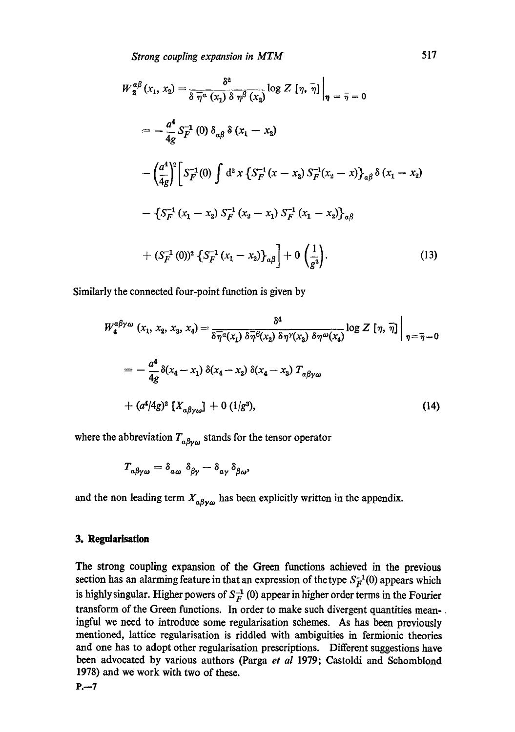$$
W_2^{\alpha\beta}(x_1, x_2) = \frac{\delta^2}{\delta \bar{\eta}^\alpha(x_1)\, \delta \eta^\beta(x_2)} \log Z[\eta, \bar{\eta}] \bigg|_{\eta = \bar{\eta} = 0}
$$

$$
= -\frac{a^4}{4g} S_F^{-1}(0)\, \delta_{\alpha\beta}\, \delta(x_1 - x_2)
$$

$$
- \left(\frac{a^4}{4g}\right)^2 \Big[ S_F^{-1}(0) \int \mathrm{d}^2 x \, \{S_F^{-1}(x - x_2)\, S_F^{-1}(x_2 - x)\}_{\alpha\beta}\, \delta(x_1 - x_2)
$$

$$
- \{S_F^{-1}(x_1 - x_2)\, S_F^{-1}(x_2 - x_1)\, S_F^{-1}(x_1 - x_2)\}_{\alpha\beta}
$$

$$
+ (S_F^{-1}(0))^2 \{S_F^{-1}(x_1 - x_2)\}_{\alpha\beta} \Big] + 0\left(\frac{1}{g^3}\right). \tag{13}
$$

Similarly the connected four-point function is given by

$$
W_4^{\alpha\beta\gamma\omega}(x_1, x_2, x_3, x_4) = \frac{\delta^4}{\delta \bar{\eta}^\alpha(x_1)\, \delta \bar{\eta}^\beta(x_2)\, \delta \eta^\gamma(x_3)\, \delta \eta^\omega(x_4)} \log Z[\eta, \bar{\eta}] \bigg|_{\eta = \bar{\eta} = 0}
$$

$$
= -\frac{a^4}{4g} \delta(x_4 - x_1)\, \delta(x_4 - x_2)\, \delta(x_4 - x_3)\, T_{\alpha\beta\gamma\omega}
$$

$$
+ (a^4/4g)^2 \, [X_{\alpha\beta\gamma\omega}] + 0(1/g^3), \tag{14}
$$

where the abbreviation $T_{\alpha\beta\gamma\omega}$ stands for the tensor operator

$$
T_{\alpha\beta\gamma\omega} = \delta_{\alpha\omega}\, \delta_{\beta\gamma} - \delta_{\alpha\gamma}\, \delta_{\beta\omega},
$$

and the non leading term $X_{\alpha\beta\gamma\omega}$ has been explicitly written in the appendix.

## 3. Regularisation

The strong coupling expansion of the Green functions achieved in the previous section has an alarming feature in that an expression of the type $S_F^{-1}(0)$ appears which is highly singular. Higher powers of $S_F^{-1}(0)$ appear in higher order terms in the Fourier transform of the Green functions. In order to make such divergent quantities meaningful we need to introduce some regularisation schemes. As has been previously mentioned, lattice regularisation is riddled with ambiguities in fermionic theories and one has to adopt other regularisation prescriptions. Different suggestions have been advocated by various authors (Parga *et al* 1979; Castoldi and Schomblond 1978) and we work with two of these.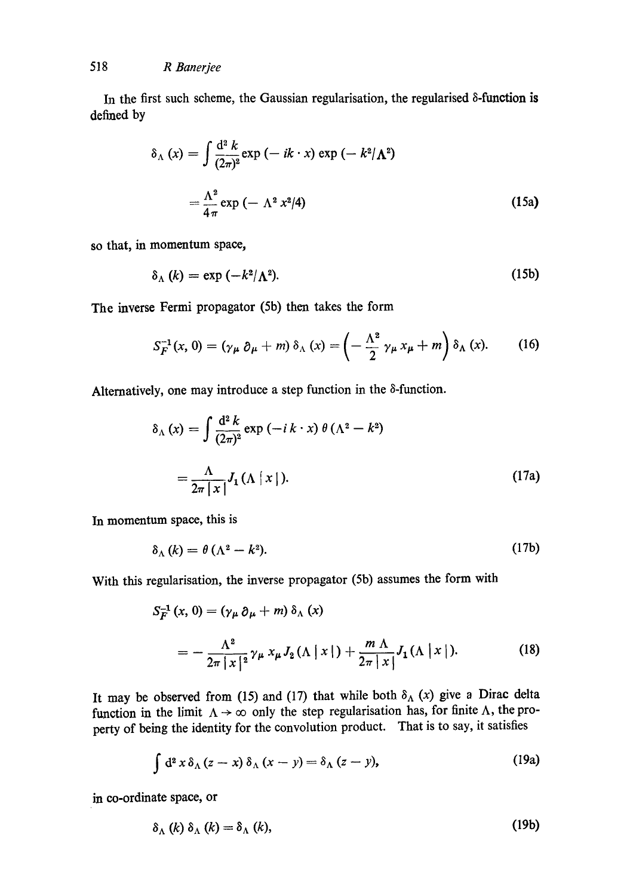In the first such scheme, the Gaussian regularisation, the regularised δ-function is defined by

$$\delta_\Lambda(x) = \int \frac{d^2 k}{(2\pi)^2} \exp(-ik \cdot x) \exp(-k^2/\Lambda^2)$$

$$= \frac{\Lambda^2}{4\pi} \exp(-\Lambda^2 x^2/4) \tag{15a}$$

so that, in momentum space,

$$\delta_\Lambda(k) = \exp(-k^2/\Lambda^2). \tag{15b}$$

The inverse Fermi propagator (5b) then takes the form

$$S_F^{-1}(x, 0) = (\gamma_\mu \partial_\mu + m)\, \delta_\Lambda(x) = \left(-\frac{\Lambda^2}{2} \gamma_\mu x_\mu + m\right) \delta_\Lambda(x). \tag{16}$$

Alternatively, one may introduce a step function in the δ-function.

$$\delta_\Lambda(x) = \int \frac{d^2 k}{(2\pi)^2} \exp(-i k \cdot x)\, \theta(\Lambda^2 - k^2)$$

$$= \frac{\Lambda}{2\pi |x|} J_1(\Lambda |x|). \tag{17a}$$

In momentum space, this is

$$\delta_\Lambda(k) = \theta(\Lambda^2 - k^2). \tag{17b}$$

With this regularisation, the inverse propagator (5b) assumes the form with

$$S_F^{-1}(x, 0) = (\gamma_\mu \partial_\mu + m)\, \delta_\Lambda(x)$$

$$= -\frac{\Lambda^2}{2\pi |x|^2} \gamma_\mu x_\mu J_2(\Lambda |x|) + \frac{m\Lambda}{2\pi |x|} J_1(\Lambda |x|). \tag{18}$$

It may be observed from (15) and (17) that while both $\delta_\Lambda(x)$ give a Dirac delta function in the limit $\Lambda \to \infty$ only the step regularisation has, for finite $\Lambda$, the property of being the identity for the convolution product. That is to say, it satisfies

$$\int d^2 x\, \delta_\Lambda(z - x)\, \delta_\Lambda(x - y) = \delta_\Lambda(z - y), \tag{19a}$$

in co-ordinate space, or

$$\delta_\Lambda(k)\, \delta_\Lambda(k) = \delta_\Lambda(k), \tag{19b}$$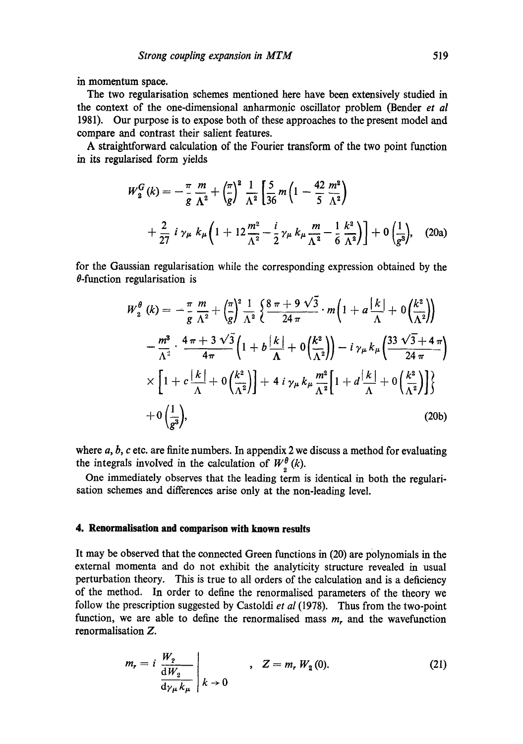in momentum space.

The two regularisation schemes mentioned here have been extensively studied in the context of the one-dimensional anharmonic oscillator problem (Bender *et al* 1981). Our purpose is to expose both of these approaches to the present model and compare and contrast their salient features.

A straightforward calculation of the Fourier transform of the two point function in its regularised form yields

$$W_2^G(k) = -\frac{\pi}{g}\frac{m}{\Lambda^2} + \left(\frac{\pi}{g}\right)^2 \frac{1}{\Lambda^2}\left[\frac{5}{36} m\left(1 - \frac{42}{5}\frac{m^2}{\Lambda^2}\right)\right.$$
$$\left. + \frac{2}{27}\, i\,\gamma_\mu k_\mu \left(1 + 12\frac{m^2}{\Lambda^2} - \frac{i}{2}\gamma_\mu k_\mu \frac{m}{\Lambda^2} - \frac{1}{6}\frac{k^2}{\Lambda^2}\right)\right] + 0\left(\frac{1}{g^3}\right), \tag{20a}$$

for the Gaussian regularisation while the corresponding expression obtained by the $\theta$-function regularisation is

$$W_2^\theta(k) = -\frac{\pi}{g}\frac{m}{\Lambda^2} + \left(\frac{\pi}{g}\right)^2 \frac{1}{\Lambda^2}\left\{\frac{8\pi + 9\sqrt{3}}{24\pi}\cdot m\left(1 + a\frac{|k|}{\Lambda} + 0\left(\frac{k^2}{\Lambda^2}\right)\right)\right.$$
$$- \frac{m^3}{\Lambda^2}\cdot\frac{4\pi + 3\sqrt{3}}{4\pi}\left(1 + b\frac{|k|}{\Lambda} + 0\left(\frac{k^2}{\Lambda^2}\right)\right) - i\,\gamma_\mu k_\mu\left(\frac{33\sqrt{3} + 4\pi}{24\pi}\right)$$
$$\left.\times\left[1 + c\frac{|k|}{\Lambda} + 0\left(\frac{k^2}{\Lambda^2}\right)\right] + 4\,i\,\gamma_\mu k_\mu \frac{m^2}{\Lambda^2}\left[1 + d\frac{|k|}{\Lambda} + 0\left(\frac{k^2}{\Lambda^2}\right)\right]\right\}$$
$$+ 0\left(\frac{1}{g^3}\right), \tag{20b}$$

where $a$, $b$, $c$ etc. are finite numbers. In appendix 2 we discuss a method for evaluating the integrals involved in the calculation of $W_2^\theta(k)$.

One immediately observes that the leading term is identical in both the regularisation schemes and differences arise only at the non-leading level.

## 4. Renormalisation and comparison with known results

It may be observed that the connected Green functions in (20) are polynomials in the external momenta and do not exhibit the analyticity structure revealed in usual perturbation theory. This is true to all orders of the calculation and is a deficiency of the method. In order to define the renormalised parameters of the theory we follow the prescription suggested by Castoldi *et al* (1978). Thus from the two-point function, we are able to define the renormalised mass $m_r$ and the wavefunction renormalisation $Z$.

$$m_r = i\left.\frac{W_2}{\dfrac{\mathrm{d}W_2}{\mathrm{d}\gamma_\mu k_\mu}}\right|_{k\to 0}, \quad Z = m_r\, W_2(0). \tag{21}$$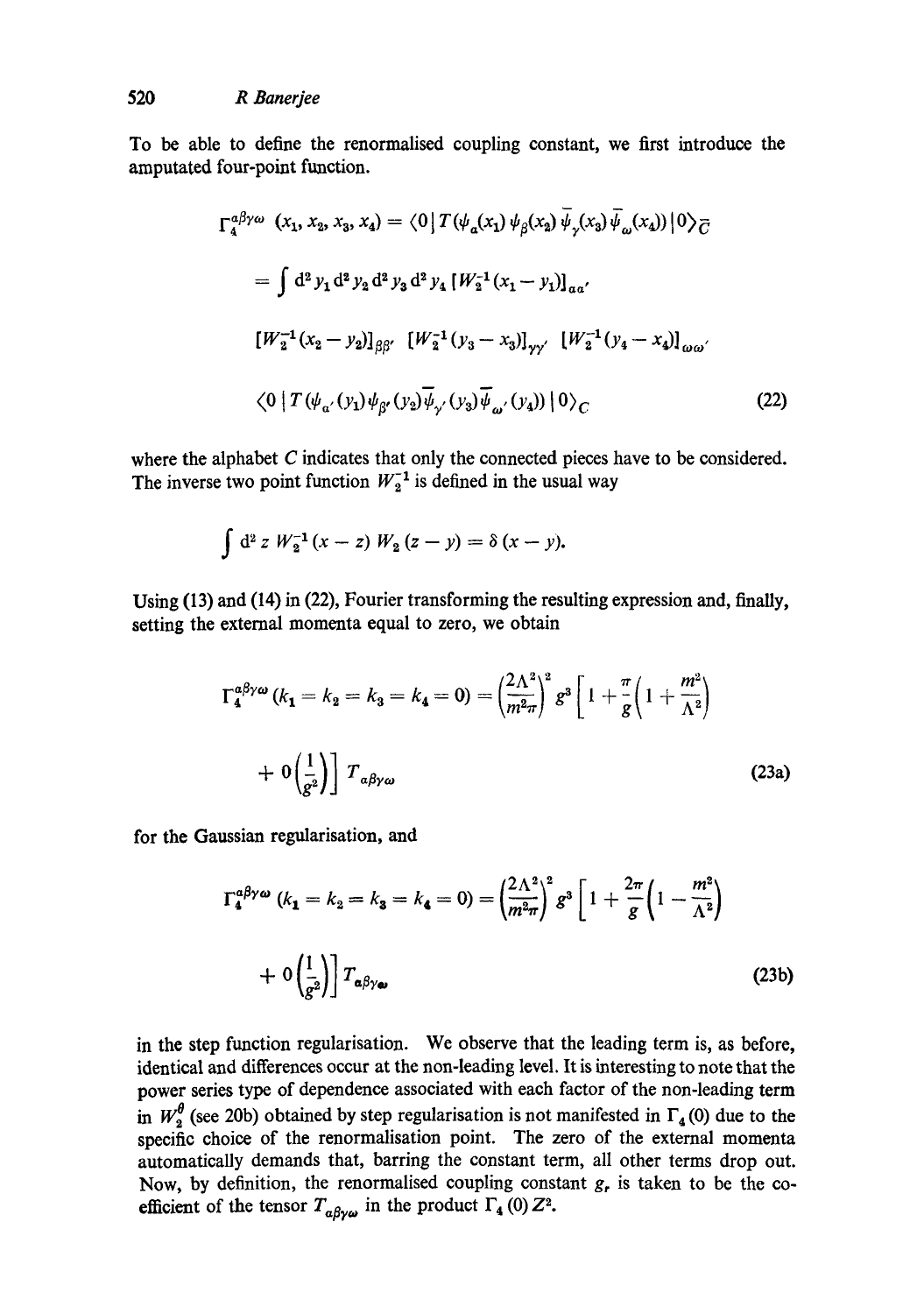To be able to define the renormalised coupling constant, we first introduce the amputated four-point function.

$$
\begin{aligned}
\Gamma_4^{\alpha\beta\gamma\omega}(x_1, x_2, x_3, x_4) &= \langle 0 | T(\psi_\alpha(x_1)\, \psi_\beta(x_2)\, \bar{\psi}_\gamma(x_3)\, \bar{\psi}_\omega(x_4)) | 0 \rangle_{\bar{C}} \\
&= \int d^2 y_1\, d^2 y_2\, d^2 y_3\, d^2 y_4\, [W_2^{-1}(x_1 - y_1)]_{\alpha\alpha'} \\
&\quad [W_2^{-1}(x_2 - y_2)]_{\beta\beta'}\; [W_2^{-1}(y_3 - x_3)]_{\gamma\gamma'}\; [W_2^{-1}(y_4 - x_4)]_{\omega\omega'} \\
&\quad \langle 0 | T(\psi_{\alpha'}(y_1)\psi_{\beta'}(y_2)\bar{\psi}_{\gamma'}(y_3)\bar{\psi}_{\omega'}(y_4)) | 0 \rangle_C
\end{aligned} \tag{22}
$$

where the alphabet $C$ indicates that only the connected pieces have to be considered. The inverse two point function $W_2^{-1}$ is defined in the usual way

$$
\int d^2 z\, W_2^{-1}(x - z)\, W_2(z - y) = \delta(x - y).
$$

Using (13) and (14) in (22), Fourier transforming the resulting expression and, finally, setting the external momenta equal to zero, we obtain

$$
\Gamma_4^{\alpha\beta\gamma\omega}(k_1 = k_2 = k_3 = k_4 = 0) = \left(\frac{2\Lambda^2}{m^2\pi}\right)^2 g^3 \left[1 + \frac{\pi}{g}\left(1 + \frac{m^2}{\Lambda^2}\right) + 0\left(\frac{1}{g^2}\right)\right] T_{\alpha\beta\gamma\omega} \tag{23a}
$$

for the Gaussian regularisation, and

$$
\Gamma_4^{\alpha\beta\gamma\omega}(k_1 = k_2 = k_3 = k_4 = 0) = \left(\frac{2\Lambda^2}{m^2\pi}\right)^2 g^3 \left[1 + \frac{2\pi}{g}\left(1 - \frac{m^2}{\Lambda^2}\right) + 0\left(\frac{1}{g^2}\right)\right] T_{\alpha\beta\gamma\omega} \tag{23b}
$$

in the step function regularisation. We observe that the leading term is, as before, identical and differences occur at the non-leading level. It is interesting to note that the power series type of dependence associated with each factor of the non-leading term in $W_2^\theta$ (see 20b) obtained by step regularisation is not manifested in $\Gamma_4(0)$ due to the specific choice of the renormalisation point. The zero of the external momenta automatically demands that, barring the constant term, all other terms drop out. Now, by definition, the renormalised coupling constant $g_r$ is taken to be the coefficient of the tensor $T_{\alpha\beta\gamma\omega}$ in the product $\Gamma_4(0)\, Z^2$.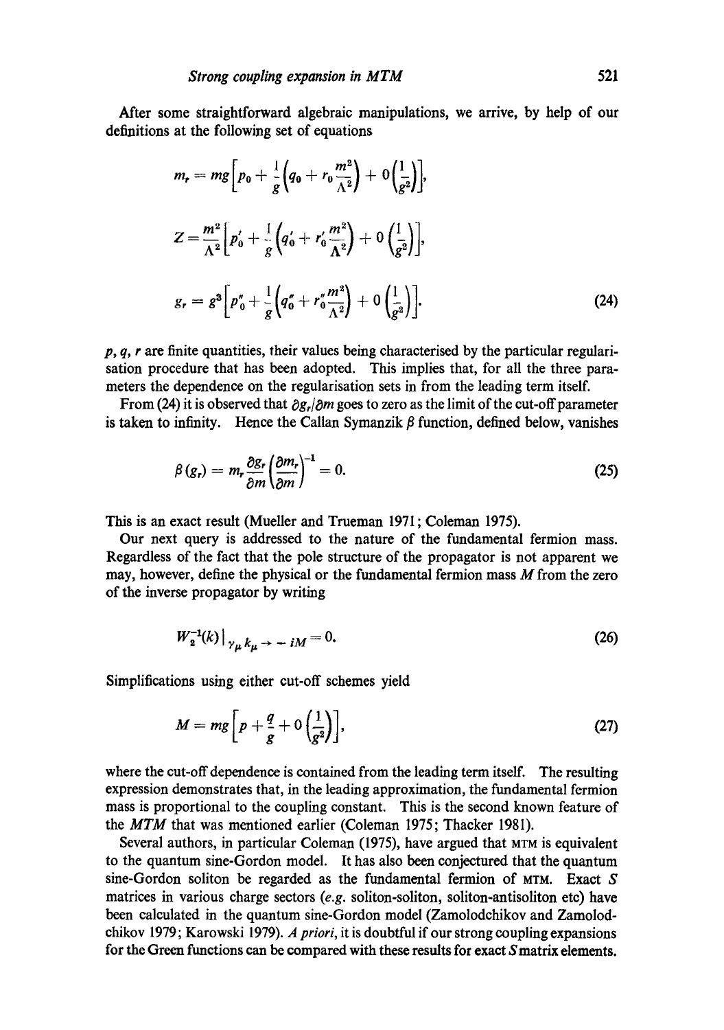After some straightforward algebraic manipulations, we arrive, by help of our definitions at the following set of equations

$$m_r = mg\left[p_0 + \frac{1}{g}\left(q_0 + r_0\frac{m^2}{\Lambda^2}\right) + 0\left(\frac{1}{g^2}\right)\right],$$

$$Z = \frac{m^2}{\Lambda^2}\left[p_0' + \frac{1}{g}\left(q_0' + r_0'\frac{m^2}{\Lambda^2}\right) + 0\left(\frac{1}{g^2}\right)\right],$$

$$g_r = g^3\left[p_0'' + \frac{1}{g}\left(q_0'' + r_0''\frac{m^2}{\Lambda^2}\right) + 0\left(\frac{1}{g^2}\right)\right]. \tag{24}$$

$p$, $q$, $r$ are finite quantities, their values being characterised by the particular regularisation procedure that has been adopted. This implies that, for all the three parameters the dependence on the regularisation sets in from the leading term itself.

From (24) it is observed that $\partial g_r/\partial m$ goes to zero as the limit of the cut-off parameter is taken to infinity. Hence the Callan Symanzik $\beta$ function, defined below, vanishes

$$\beta(g_r) = m_r\frac{\partial g_r}{\partial m}\left(\frac{\partial m_r}{\partial m}\right)^{-1} = 0. \tag{25}$$

This is an exact result (Mueller and Trueman 1971; Coleman 1975).

Our next query is addressed to the nature of the fundamental fermion mass. Regardless of the fact that the pole structure of the propagator is not apparent we may, however, define the physical or the fundamental fermion mass $M$ from the zero of the inverse propagator by writing

$$W_2^{-1}(k)\,|_{\gamma_\mu k_\mu \to -iM} = 0. \tag{26}$$

Simplifications using either cut-off schemes yield

$$M = mg\left[p + \frac{q}{g} + 0\left(\frac{1}{g^2}\right)\right], \tag{27}$$

where the cut-off dependence is contained from the leading term itself. The resulting expression demonstrates that, in the leading approximation, the fundamental fermion mass is proportional to the coupling constant. This is the second known feature of the *MTM* that was mentioned earlier (Coleman 1975; Thacker 1981).

Several authors, in particular Coleman (1975), have argued that MTM is equivalent to the quantum sine-Gordon model. It has also been conjectured that the quantum sine-Gordon soliton be regarded as the fundamental fermion of MTM. Exact $S$ matrices in various charge sectors (*e.g.* soliton-soliton, soliton-antisoliton etc) have been calculated in the quantum sine-Gordon model (Zamolodchikov and Zamolodchikov 1979; Karowski 1979). *A priori*, it is doubtful if our strong coupling expansions for the Green functions can be compared with these results for exact $S$ matrix elements.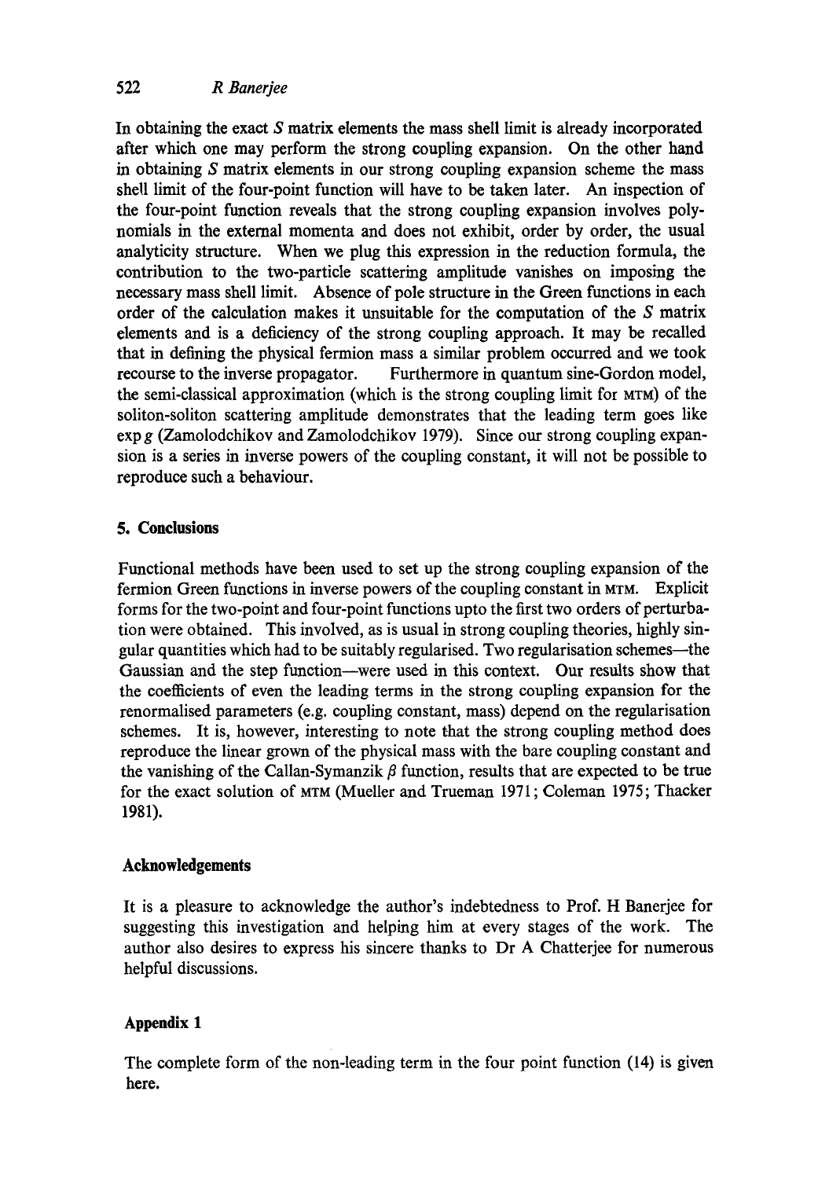In obtaining the exact $S$ matrix elements the mass shell limit is already incorporated after which one may perform the strong coupling expansion. On the other hand in obtaining $S$ matrix elements in our strong coupling expansion scheme the mass shell limit of the four-point function will have to be taken later. An inspection of the four-point function reveals that the strong coupling expansion involves polynomials in the external momenta and does not exhibit, order by order, the usual analyticity structure. When we plug this expression in the reduction formula, the contribution to the two-particle scattering amplitude vanishes on imposing the necessary mass shell limit. Absence of pole structure in the Green functions in each order of the calculation makes it unsuitable for the computation of the $S$ matrix elements and is a deficiency of the strong coupling approach. It may be recalled that in defining the physical fermion mass a similar problem occurred and we took recourse to the inverse propagator. Furthermore in quantum sine-Gordon model, the semi-classical approximation (which is the strong coupling limit for MTM) of the soliton-soliton scattering amplitude demonstrates that the leading term goes like $\exp g$ (Zamolodchikov and Zamolodchikov 1979). Since our strong coupling expansion is a series in inverse powers of the coupling constant, it will not be possible to reproduce such a behaviour.

## 5. Conclusions

Functional methods have been used to set up the strong coupling expansion of the fermion Green functions in inverse powers of the coupling constant in MTM. Explicit forms for the two-point and four-point functions upto the first two orders of perturbation were obtained. This involved, as is usual in strong coupling theories, highly singular quantities which had to be suitably regularised. Two regularisation schemes—the Gaussian and the step function—were used in this context. Our results show that the coefficients of even the leading terms in the strong coupling expansion for the renormalised parameters (e.g. coupling constant, mass) depend on the regularisation schemes. It is, however, interesting to note that the strong coupling method does reproduce the linear grown of the physical mass with the bare coupling constant and the vanishing of the Callan-Symanzik $\beta$ function, results that are expected to be true for the exact solution of MTM (Mueller and Trueman 1971; Coleman 1975; Thacker 1981).

## Acknowledgements

It is a pleasure to acknowledge the author's indebtedness to Prof. H Banerjee for suggesting this investigation and helping him at every stages of the work. The author also desires to express his sincere thanks to Dr A Chatterjee for numerous helpful discussions.

## Appendix 1

The complete form of the non-leading term in the four point function (14) is given here.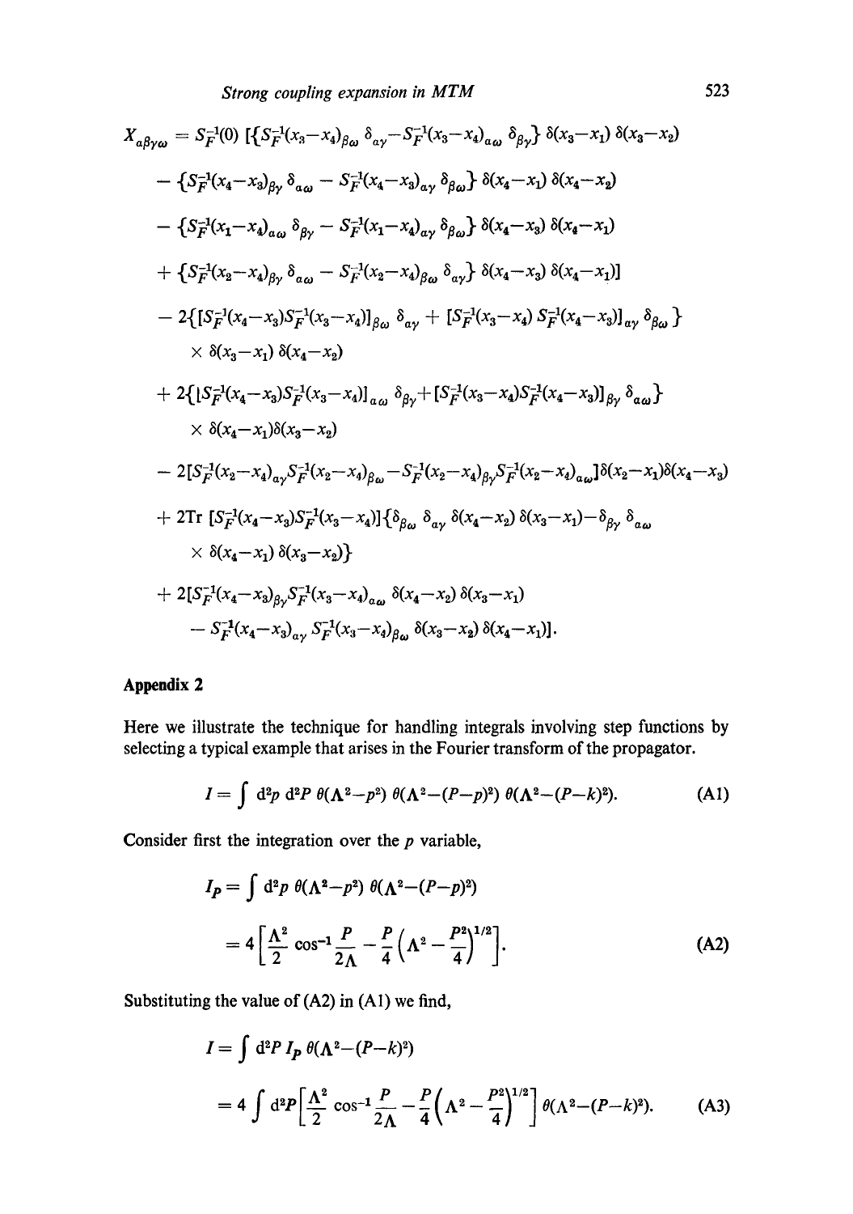$$
\begin{aligned}
X_{\alpha\beta\gamma\omega} = {} & S_F^{-1}(0)\,[\{S_F^{-1}(x_3-x_4)_{\beta\omega}\,\delta_{\alpha\gamma} - S_F^{-1}(x_3-x_4)_{\alpha\omega}\,\delta_{\beta\gamma}\}\,\delta(x_3-x_1)\,\delta(x_3-x_2) \\
& - \{S_F^{-1}(x_4-x_3)_{\beta\gamma}\,\delta_{\alpha\omega} - S_F^{-1}(x_4-x_3)_{\alpha\gamma}\,\delta_{\beta\omega}\}\,\delta(x_4-x_1)\,\delta(x_4-x_2) \\
& - \{S_F^{-1}(x_1-x_4)_{\alpha\omega}\,\delta_{\beta\gamma} - S_F^{-1}(x_1-x_4)_{\alpha\gamma}\,\delta_{\beta\omega}\}\,\delta(x_4-x_3)\,\delta(x_4-x_1) \\
& + \{S_F^{-1}(x_2-x_4)_{\beta\gamma}\,\delta_{\alpha\omega} - S_F^{-1}(x_2-x_4)_{\beta\omega}\,\delta_{\alpha\gamma}\}\,\delta(x_4-x_3)\,\delta(x_4-x_1)] \\
& - 2\{[S_F^{-1}(x_4-x_3)S_F^{-1}(x_3-x_4)]_{\beta\omega}\,\delta_{\alpha\gamma} + [S_F^{-1}(x_3-x_4)\,S_F^{-1}(x_4-x_3)]_{\alpha\gamma}\,\delta_{\beta\omega}\} \\
& \quad \times \delta(x_3-x_1)\,\delta(x_4-x_2) \\
& + 2\{[S_F^{-1}(x_4-x_3)S_F^{-1}(x_3-x_4)]_{\alpha\omega}\,\delta_{\beta\gamma} + [S_F^{-1}(x_3-x_4)S_F^{-1}(x_4-x_3)]_{\beta\gamma}\,\delta_{\alpha\omega}\} \\
& \quad \times \delta(x_4-x_1)\delta(x_3-x_2) \\
& - 2[S_F^{-1}(x_2-x_4)_{\alpha\gamma}S_F^{-1}(x_2-x_4)_{\beta\omega} - S_F^{-1}(x_2-x_4)_{\beta\gamma}S_F^{-1}(x_2-x_4)_{\alpha\omega}]\delta(x_2-x_1)\delta(x_4-x_3) \\
& + 2\,\mathrm{Tr}\,[S_F^{-1}(x_4-x_3)S_F^{-1}(x_3-x_4)]\{\delta_{\beta\omega}\,\delta_{\alpha\gamma}\,\delta(x_4-x_2)\,\delta(x_3-x_1) - \delta_{\beta\gamma}\,\delta_{\alpha\omega} \\
& \quad \times \delta(x_4-x_1)\,\delta(x_3-x_2)\} \\
& + 2[S_F^{-1}(x_4-x_3)_{\beta\gamma}S_F^{-1}(x_3-x_4)_{\alpha\omega}\,\delta(x_4-x_2)\,\delta(x_3-x_1) \\
& \quad - S_F^{-1}(x_4-x_3)_{\alpha\gamma}\,S_F^{-1}(x_3-x_4)_{\beta\omega}\,\delta(x_3-x_2)\,\delta(x_4-x_1)].
\end{aligned}
$$

## Appendix 2

Here we illustrate the technique for handling integrals involving step functions by selecting a typical example that arises in the Fourier transform of the propagator.

$$
I = \int \mathrm{d}^2p\, \mathrm{d}^2P\, \theta(\Lambda^2-p^2)\, \theta(\Lambda^2-(P-p)^2)\, \theta(\Lambda^2-(P-k)^2). \tag{A1}
$$

Consider first the integration over the $p$ variable,

$$
\begin{aligned}
I_P &= \int \mathrm{d}^2p\, \theta(\Lambda^2-p^2)\, \theta(\Lambda^2-(P-p)^2) \\
&= 4\left[\frac{\Lambda^2}{2}\cos^{-1}\frac{P}{2\Lambda} - \frac{P}{4}\left(\Lambda^2-\frac{P^2}{4}\right)^{1/2}\right].
\end{aligned} \tag{A2}
$$

Substituting the value of (A2) in (A1) we find,

$$
\begin{aligned}
I &= \int \mathrm{d}^2P\, I_P\, \theta(\Lambda^2-(P-k)^2) \\
&= 4\int \mathrm{d}^2P\left[\frac{\Lambda^2}{2}\cos^{-1}\frac{P}{2\Lambda} - \frac{P}{4}\left(\Lambda^2-\frac{P^2}{4}\right)^{1/2}\right]\theta(\Lambda^2-(P-k)^2).
\end{aligned} \tag{A3}
$$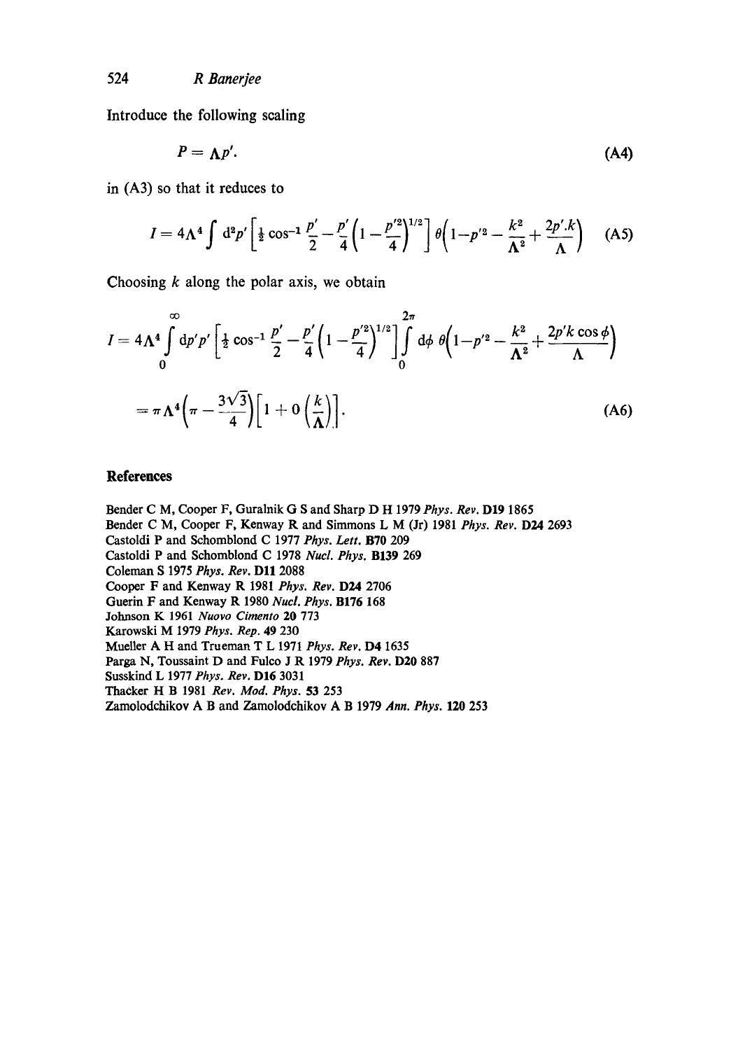Introduce the following scaling

$$P = \Lambda p'. \tag{A4}$$

in (A3) so that it reduces to

$$I = 4\Lambda^4 \int \mathrm{d}^2p' \left[\tfrac{1}{2}\cos^{-1}\frac{p'}{2} - \frac{p'}{4}\left(1 - \frac{p'^2}{4}\right)^{1/2}\right] \theta\left(1 - p'^2 - \frac{k^2}{\Lambda^2} + \frac{2p'.k}{\Lambda}\right) \tag{A5}$$

Choosing $k$ along the polar axis, we obtain

$$I = 4\Lambda^4 \int_0^\infty \mathrm{d}p'p' \left[\tfrac{1}{2}\cos^{-1}\frac{p'}{2} - \frac{p'}{4}\left(1 - \frac{p'^2}{4}\right)^{1/2}\right] \int_0^{2\pi} \mathrm{d}\phi\, \theta\left(1 - p'^2 - \frac{k^2}{\Lambda^2} + \frac{2p'k\cos\phi}{\Lambda}\right)$$

$$= \pi\Lambda^4\left(\pi - \frac{3\sqrt{3}}{4}\right)\left[1 + 0\left(\frac{k}{\Lambda}\right)\right]. \tag{A6}$$

## References

Bender C M, Cooper F, Guralnik G S and Sharp D H 1979 *Phys. Rev.* **D19** 1865
Bender C M, Cooper F, Kenway R and Simmons L M (Jr) 1981 *Phys. Rev.* **D24** 2693
Castoldi P and Schomblond C 1977 *Phys. Lett.* **B70** 209
Castoldi P and Schomblond C 1978 *Nucl. Phys.* **B139** 269
Coleman S 1975 *Phys. Rev.* **D11** 2088
Cooper F and Kenway R 1981 *Phys. Rev.* **D24** 2706
Guerin F and Kenway R 1980 *Nucl. Phys.* **B176** 168
Johnson K 1961 *Nuovo Cimento* **20** 773
Karowski M 1979 *Phys. Rep.* **49** 230
Mueller A H and Trueman T L 1971 *Phys. Rev.* **D4** 1635
Parga N, Toussaint D and Fulco J R 1979 *Phys. Rev.* **D20** 887
Susskind L 1977 *Phys. Rev.* **D16** 3031
Thacker H B 1981 *Rev. Mod. Phys.* **53** 253
Zamolodchikov A B and Zamolodchikov A B 1979 *Ann. Phys.* **120** 253